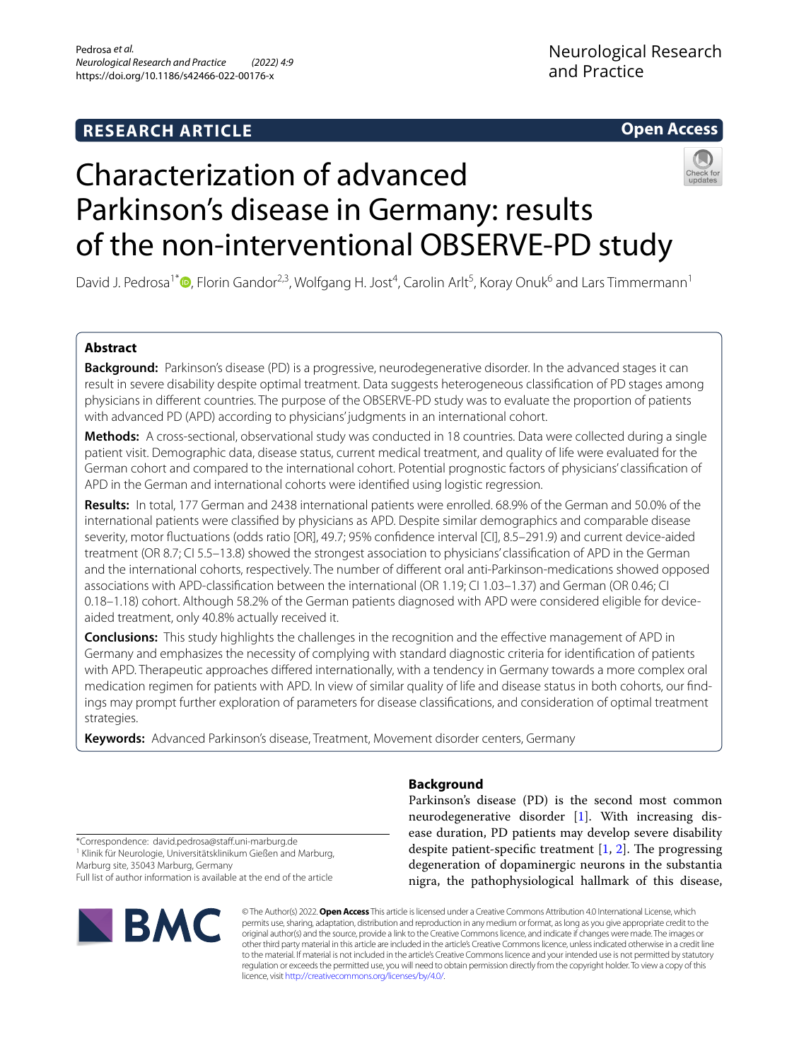**RESEARCH ARTICLE**

**Open Access**

# Characterization of advanced Parkinson's disease in Germany: results of the non-interventional OBSERVE-PD study

David J. Pedrosa[1*], Florin Gandor[2,3], Wolfgang H. Jost[4], Carolin Arlt[5], Koray Onuk[6] and Lars Timmermann[1]

## Abstract

**Background:** Parkinson's disease (PD) is a progressive, neurodegenerative disorder. In the advanced stages it can result in severe disability despite optimal treatment. Data suggests heterogeneous classification of PD stages among physicians in different countries. The purpose of the OBSERVE-PD study was to evaluate the proportion of patients with advanced PD (APD) according to physicians' judgments in an international cohort.

**Methods:** A cross-sectional, observational study was conducted in 18 countries. Data were collected during a single patient visit. Demographic data, disease status, current medical treatment, and quality of life were evaluated for the German cohort and compared to the international cohort. Potential prognostic factors of physicians' classification of APD in the German and international cohorts were identified using logistic regression.

**Results:** In total, 177 German and 2438 international patients were enrolled. 68.9% of the German and 50.0% of the international patients were classified by physicians as APD. Despite similar demographics and comparable disease severity, motor fluctuations (odds ratio [OR], 49.7; 95% confidence interval [CI], 8.5–291.9) and current device-aided treatment (OR 8.7; CI 5.5–13.8) showed the strongest association to physicians' classification of APD in the German and the international cohorts, respectively. The number of different oral anti-Parkinson-medications showed opposed associations with APD-classification between the international (OR 1.19; CI 1.03–1.37) and German (OR 0.46; CI 0.18–1.18) cohort. Although 58.2% of the German patients diagnosed with APD were considered eligible for device-aided treatment, only 40.8% actually received it.

**Conclusions:** This study highlights the challenges in the recognition and the effective management of APD in Germany and emphasizes the necessity of complying with standard diagnostic criteria for identification of patients with APD. Therapeutic approaches differed internationally, with a tendency in Germany towards a more complex oral medication regimen for patients with APD. In view of similar quality of life and disease status in both cohorts, our findings may prompt further exploration of parameters for disease classifications, and consideration of optimal treatment strategies.

**Keywords:** Advanced Parkinson's disease, Treatment, Movement disorder centers, Germany

## Background

Parkinson's disease (PD) is the second most common neurodegenerative disorder [1]. With increasing disease duration, PD patients may develop severe disability despite patient-specific treatment [1, 2]. The progressing degeneration of dopaminergic neurons in the substantia nigra, the pathophysiological hallmark of this disease,

*Correspondence: david.pedrosa@staff.uni-marburg.de
[1] Klinik für Neurologie, Universitätsklinikum Gießen and Marburg, Marburg site, 35043 Marburg, Germany
Full list of author information is available at the end of the article

© The Author(s) 2022. **Open Access** This article is licensed under a Creative Commons Attribution 4.0 International License, which permits use, sharing, adaptation, distribution and reproduction in any medium or format, as long as you give appropriate credit to the original author(s) and the source, provide a link to the Creative Commons licence, and indicate if changes were made. The images or other third party material in this article are included in the article's Creative Commons licence, unless indicated otherwise in a credit line to the material. If material is not included in the article's Creative Commons licence and your intended use is not permitted by statutory regulation or exceeds the permitted use, you will need to obtain permission directly from the copyright holder. To view a copy of this licence, visit http://creativecommons.org/licenses/by/4.0/.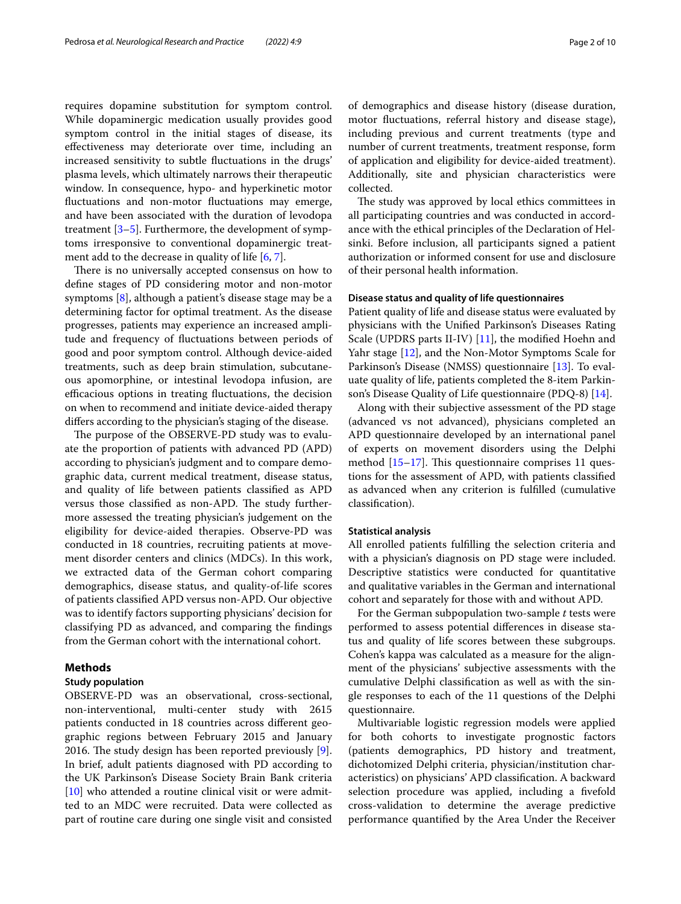requires dopamine substitution for symptom control. While dopaminergic medication usually provides good symptom control in the initial stages of disease, its effectiveness may deteriorate over time, including an increased sensitivity to subtle fluctuations in the drugs' plasma levels, which ultimately narrows their therapeutic window. In consequence, hypo- and hyperkinetic motor fluctuations and non-motor fluctuations may emerge, and have been associated with the duration of levodopa treatment [3–5]. Furthermore, the development of symptoms irresponsive to conventional dopaminergic treatment add to the decrease in quality of life [6, 7].

There is no universally accepted consensus on how to define stages of PD considering motor and non-motor symptoms [8], although a patient's disease stage may be a determining factor for optimal treatment. As the disease progresses, patients may experience an increased amplitude and frequency of fluctuations between periods of good and poor symptom control. Although device-aided treatments, such as deep brain stimulation, subcutaneous apomorphine, or intestinal levodopa infusion, are efficacious options in treating fluctuations, the decision on when to recommend and initiate device-aided therapy differs according to the physician's staging of the disease.

The purpose of the OBSERVE-PD study was to evaluate the proportion of patients with advanced PD (APD) according to physician's judgment and to compare demographic data, current medical treatment, disease status, and quality of life between patients classified as APD versus those classified as non-APD. The study furthermore assessed the treating physician's judgement on the eligibility for device-aided therapies. Observe-PD was conducted in 18 countries, recruiting patients at movement disorder centers and clinics (MDCs). In this work, we extracted data of the German cohort comparing demographics, disease status, and quality-of-life scores of patients classified APD versus non-APD. Our objective was to identify factors supporting physicians' decision for classifying PD as advanced, and comparing the findings from the German cohort with the international cohort.

## Methods

### Study population

OBSERVE-PD was an observational, cross-sectional, non-interventional, multi-center study with 2615 patients conducted in 18 countries across different geographic regions between February 2015 and January 2016. The study design has been reported previously [9]. In brief, adult patients diagnosed with PD according to the UK Parkinson's Disease Society Brain Bank criteria [10] who attended a routine clinical visit or were admitted to an MDC were recruited. Data were collected as part of routine care during one single visit and consisted of demographics and disease history (disease duration, motor fluctuations, referral history and disease stage), including previous and current treatments (type and number of current treatments, treatment response, form of application and eligibility for device-aided treatment). Additionally, site and physician characteristics were collected.

The study was approved by local ethics committees in all participating countries and was conducted in accordance with the ethical principles of the Declaration of Helsinki. Before inclusion, all participants signed a patient authorization or informed consent for use and disclosure of their personal health information.

### Disease status and quality of life questionnaires

Patient quality of life and disease status were evaluated by physicians with the Unified Parkinson's Diseases Rating Scale (UPDRS parts II-IV) [11], the modified Hoehn and Yahr stage [12], and the Non-Motor Symptoms Scale for Parkinson's Disease (NMSS) questionnaire [13]. To evaluate quality of life, patients completed the 8-item Parkinson's Disease Quality of Life questionnaire (PDQ-8) [14].

Along with their subjective assessment of the PD stage (advanced vs not advanced), physicians completed an APD questionnaire developed by an international panel of experts on movement disorders using the Delphi method [15–17]. This questionnaire comprises 11 questions for the assessment of APD, with patients classified as advanced when any criterion is fulfilled (cumulative classification).

### Statistical analysis

All enrolled patients fulfilling the selection criteria and with a physician's diagnosis on PD stage were included. Descriptive statistics were conducted for quantitative and qualitative variables in the German and international cohort and separately for those with and without APD.

For the German subpopulation two-sample *t* tests were performed to assess potential differences in disease status and quality of life scores between these subgroups. Cohen's kappa was calculated as a measure for the alignment of the physicians' subjective assessments with the cumulative Delphi classification as well as with the single responses to each of the 11 questions of the Delphi questionnaire.

Multivariable logistic regression models were applied for both cohorts to investigate prognostic factors (patients demographics, PD history and treatment, dichotomized Delphi criteria, physician/institution characteristics) on physicians' APD classification. A backward selection procedure was applied, including a fivefold cross-validation to determine the average predictive performance quantified by the Area Under the Receiver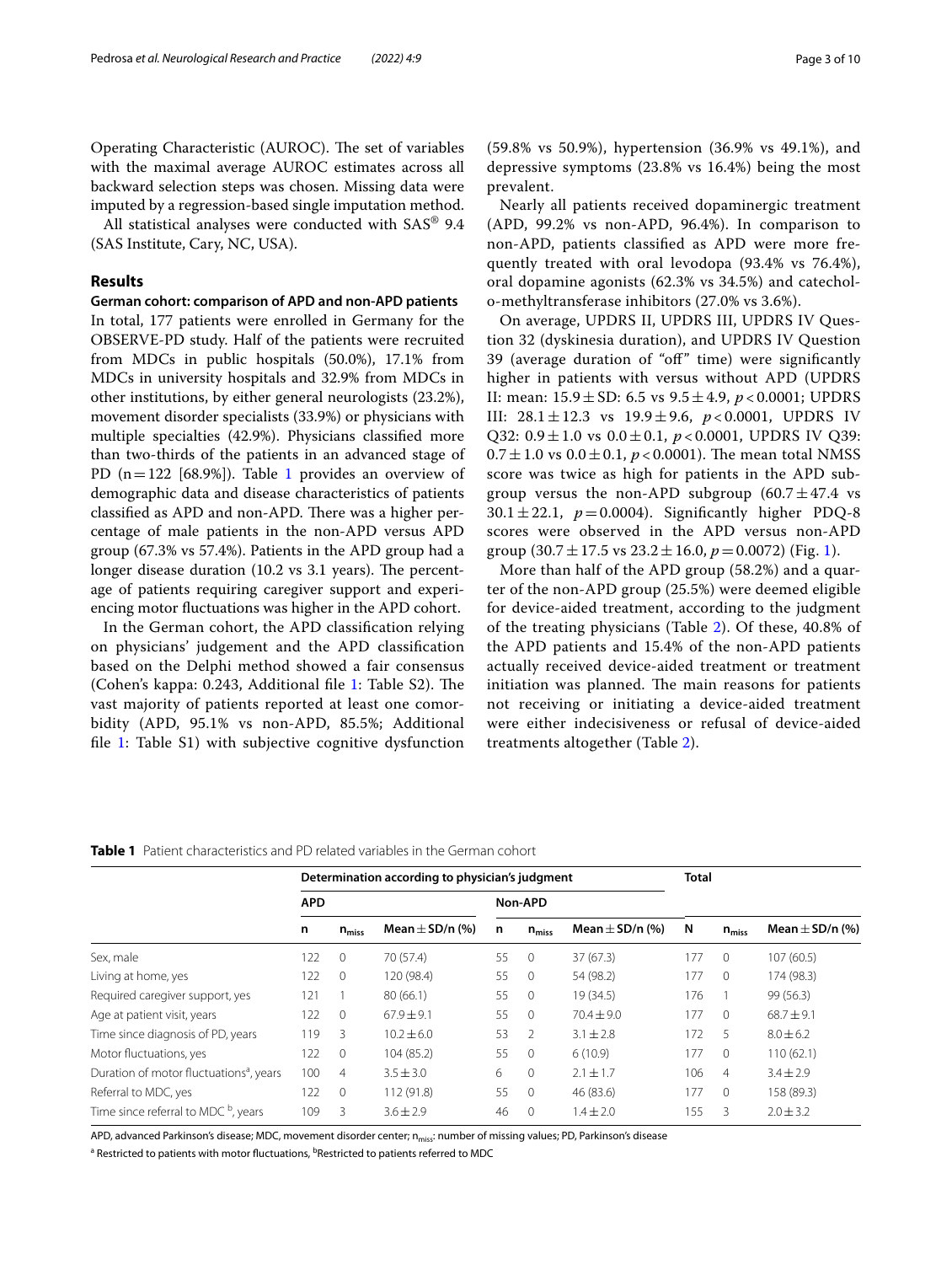Operating Characteristic (AUROC). The set of variables with the maximal average AUROC estimates across all backward selection steps was chosen. Missing data were imputed by a regression-based single imputation method.

All statistical analyses were conducted with SAS® 9.4 (SAS Institute, Cary, NC, USA).

## Results

### German cohort: comparison of APD and non-APD patients

In total, 177 patients were enrolled in Germany for the OBSERVE-PD study. Half of the patients were recruited from MDCs in public hospitals (50.0%), 17.1% from MDCs in university hospitals and 32.9% from MDCs in other institutions, by either general neurologists (23.2%), movement disorder specialists (33.9%) or physicians with multiple specialties (42.9%). Physicians classified more than two-thirds of the patients in an advanced stage of PD ($n = 122$ [68.9%]). Table 1 provides an overview of demographic data and disease characteristics of patients classified as APD and non-APD. There was a higher percentage of male patients in the non-APD versus APD group (67.3% vs 57.4%). Patients in the APD group had a longer disease duration (10.2 vs 3.1 years). The percentage of patients requiring caregiver support and experiencing motor fluctuations was higher in the APD cohort.

In the German cohort, the APD classification relying on physicians' judgement and the APD classification based on the Delphi method showed a fair consensus (Cohen's kappa: 0.243, Additional file 1: Table S2). The vast majority of patients reported at least one comorbidity (APD, 95.1% vs non-APD, 85.5%; Additional file 1: Table S1) with subjective cognitive dysfunction (59.8% vs 50.9%), hypertension (36.9% vs 49.1%), and depressive symptoms (23.8% vs 16.4%) being the most prevalent.

Nearly all patients received dopaminergic treatment (APD, 99.2% vs non-APD, 96.4%). In comparison to non-APD, patients classified as APD were more frequently treated with oral levodopa (93.4% vs 76.4%), oral dopamine agonists (62.3% vs 34.5%) and catechol-o-methyltransferase inhibitors (27.0% vs 3.6%).

On average, UPDRS II, UPDRS III, UPDRS IV Question 32 (dyskinesia duration), and UPDRS IV Question 39 (average duration of "off" time) were significantly higher in patients with versus without APD (UPDRS II: mean: $15.9 \pm$ SD: 6.5 vs $9.5 \pm 4.9$, $p < 0.0001$; UPDRS III: $28.1 \pm 12.3$ vs $19.9 \pm 9.6$, $p < 0.0001$, UPDRS IV Q32: $0.9 \pm 1.0$ vs $0.0 \pm 0.1$, $p < 0.0001$, UPDRS IV Q39: $0.7 \pm 1.0$ vs $0.0 \pm 0.1$, $p < 0.0001$). The mean total NMSS score was twice as high for patients in the APD subgroup versus the non-APD subgroup ($60.7 \pm 47.4$ vs $30.1 \pm 22.1$, $p = 0.0004$). Significantly higher PDQ-8 scores were observed in the APD versus non-APD group ($30.7 \pm 17.5$ vs $23.2 \pm 16.0$, $p = 0.0072$) (Fig. 1).

More than half of the APD group (58.2%) and a quarter of the non-APD group (25.5%) were deemed eligible for device-aided treatment, according to the judgment of the treating physicians (Table 2). Of these, 40.8% of the APD patients and 15.4% of the non-APD patients actually received device-aided treatment or treatment initiation was planned. The main reasons for patients not receiving or initiating a device-aided treatment were either indecisiveness or refusal of device-aided treatments altogether (Table 2).

**Table 1** Patient characteristics and PD related variables in the German cohort

| | Determination according to physician's judgment | | | | | | Total | | |
|---|---|---|---|---|---|---|---|---|---|
| | APD | | | Non-APD | | | | | |
| | n | $n_{miss}$ | Mean ± SD/n (%) | n | $n_{miss}$ | Mean ± SD/n (%) | N | $n_{miss}$ | Mean ± SD/n (%) |
| Sex, male | 122 | 0 | 70 (57.4) | 55 | 0 | 37 (67.3) | 177 | 0 | 107 (60.5) |
| Living at home, yes | 122 | 0 | 120 (98.4) | 55 | 0 | 54 (98.2) | 177 | 0 | 174 (98.3) |
| Required caregiver support, yes | 121 | 1 | 80 (66.1) | 55 | 0 | 19 (34.5) | 176 | 1 | 99 (56.3) |
| Age at patient visit, years | 122 | 0 | 67.9 ± 9.1 | 55 | 0 | 70.4 ± 9.0 | 177 | 0 | 68.7 ± 9.1 |
| Time since diagnosis of PD, years | 119 | 3 | 10.2 ± 6.0 | 53 | 2 | 3.1 ± 2.8 | 172 | 5 | 8.0 ± 6.2 |
| Motor fluctuations, yes | 122 | 0 | 104 (85.2) | 55 | 0 | 6 (10.9) | 177 | 0 | 110 (62.1) |
| Duration of motor fluctuations[a], years | 100 | 4 | 3.5 ± 3.0 | 6 | 0 | 2.1 ± 1.7 | 106 | 4 | 3.4 ± 2.9 |
| Referral to MDC, yes | 122 | 0 | 112 (91.8) | 55 | 0 | 46 (83.6) | 177 | 0 | 158 (89.3) |
| Time since referral to MDC [b], years | 109 | 3 | 3.6 ± 2.9 | 46 | 0 | 1.4 ± 2.0 | 155 | 3 | 2.0 ± 3.2 |

APD, advanced Parkinson's disease; MDC, movement disorder center; $n_{miss}$: number of missing values; PD, Parkinson's disease

[a] Restricted to patients with motor fluctuations, [b] Restricted to patients referred to MDC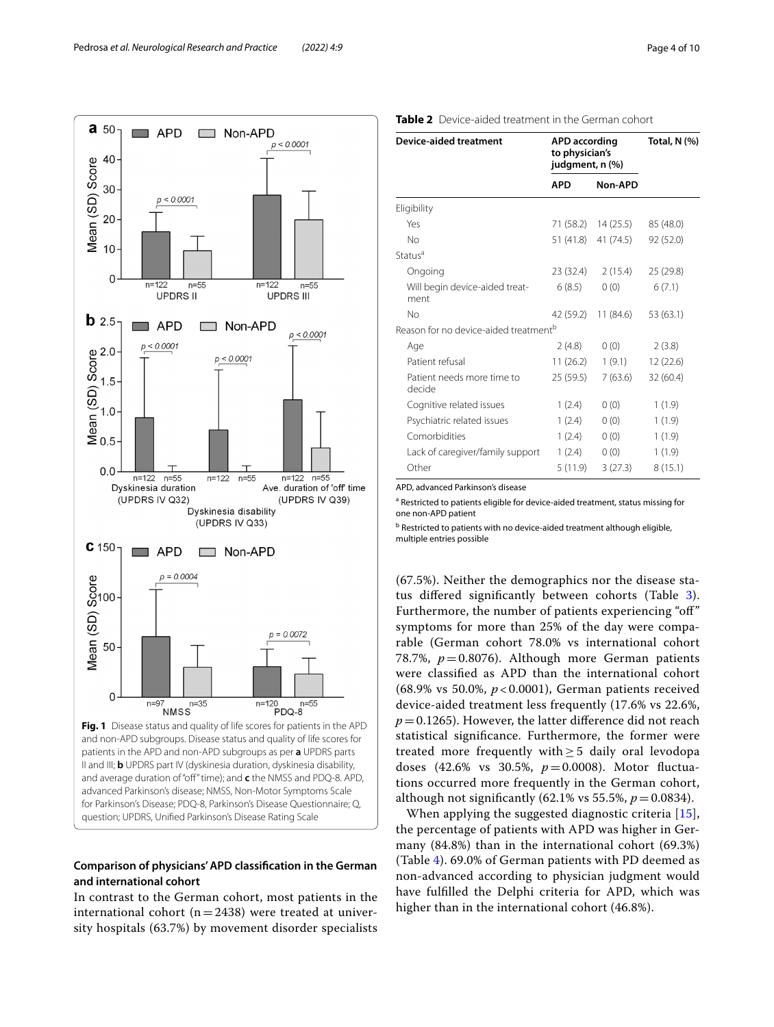Fig. 1 Disease status and quality of life scores for patients in the APD and non-APD subgroups. Disease status and quality of life scores for patients in the APD and non-APD subgroups as per **a** UPDRS parts II and III; **b** UPDRS part IV (dyskinesia duration, dyskinesia disability, and average duration of "off" time); and **c** the NMSS and PDQ-8. APD, advanced Parkinson's disease; NMSS, Non-Motor Symptoms Scale for Parkinson's Disease; PDQ-8, Parkinson's Disease Questionnaire; Q, question; UPDRS, Unified Parkinson's Disease Rating Scale

### Comparison of physicians' APD classification in the German and international cohort

In contrast to the German cohort, most patients in the international cohort (n = 2438) were treated at university hospitals (63.7%) by movement disorder specialists (67.5%). Neither the demographics nor the disease status differed significantly between cohorts (Table 3). Furthermore, the number of patients experiencing "off" symptoms for more than 25% of the day were comparable (German cohort 78.0% vs international cohort 78.7%, $p = 0.8076$). Although more German patients were classified as APD than the international cohort (68.9% vs 50.0%, $p < 0.0001$), German patients received device-aided treatment less frequently (17.6% vs 22.6%, $p = 0.1265$). However, the latter difference did not reach statistical significance. Furthermore, the former were treated more frequently with ≥ 5 daily oral levodopa doses (42.6% vs 30.5%, $p = 0.0008$). Motor fluctuations occurred more frequently in the German cohort, although not significantly (62.1% vs 55.5%, $p = 0.0834$).

When applying the suggested diagnostic criteria [15], the percentage of patients with APD was higher in Germany (84.8%) than in the international cohort (69.3%) (Table 4). 69.0% of German patients with PD deemed as non-advanced according to physician judgment would have fulfilled the Delphi criteria for APD, which was higher than in the international cohort (46.8%).

**Table 2** Device-aided treatment in the German cohort

| Device-aided treatment | APD according to physician's judgment, n (%) | | Total, N (%) |
|---|---|---|---|
| | APD | Non-APD | |
| Eligibility | | | |
| Yes | 71 (58.2) | 14 (25.5) | 85 (48.0) |
| No | 51 (41.8) | 41 (74.5) | 92 (52.0) |
| Status[a] | | | |
| Ongoing | 23 (32.4) | 2 (15.4) | 25 (29.8) |
| Will begin device-aided treatment | 6 (8.5) | 0 (0) | 6 (7.1) |
| No | 42 (59.2) | 11 (84.6) | 53 (63.1) |
| Reason for no device-aided treatment[b] | | | |
| Age | 2 (4.8) | 0 (0) | 2 (3.8) |
| Patient refusal | 11 (26.2) | 1 (9.1) | 12 (22.6) |
| Patient needs more time to decide | 25 (59.5) | 7 (63.6) | 32 (60.4) |
| Cognitive related issues | 1 (2.4) | 0 (0) | 1 (1.9) |
| Psychiatric related issues | 1 (2.4) | 0 (0) | 1 (1.9) |
| Comorbidities | 1 (2.4) | 0 (0) | 1 (1.9) |
| Lack of caregiver/family support | 1 (2.4) | 0 (0) | 1 (1.9) |
| Other | 5 (11.9) | 3 (27.3) | 8 (15.1) |

APD, advanced Parkinson's disease

[a] Restricted to patients eligible for device-aided treatment, status missing for one non-APD patient

[b] Restricted to patients with no device-aided treatment although eligible, multiple entries possible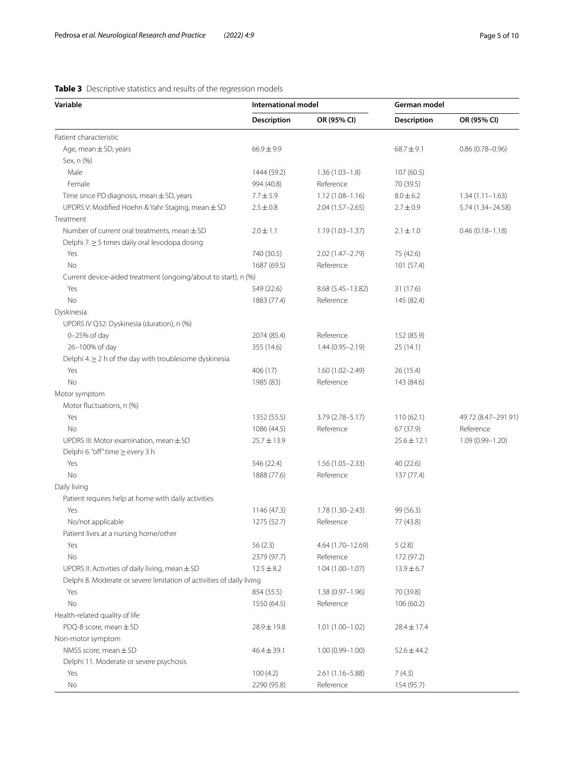**Table 3** Descriptive statistics and results of the regression models

| Variable | International model | | German model | |
|---|---|---|---|---|
| | Description | OR (95% CI) | Description | OR (95% CI) |
| Patient characteristic | | | | |
| Age, mean ± SD, years | 66.9 ± 9.9 | | 68.7 ± 9.1 | 0.86 (0.78–0.96) |
| Sex, n (%) | | | | |
| Male | 1444 (59.2) | 1.36 (1.03–1.8) | 107 (60.5) | |
| Female | 994 (40.8) | Reference | 70 (39.5) | |
| Time since PD diagnosis, mean ± SD, years | 7.7 ± 5.9 | 1.12 (1.08–1.16) | 8.0 ± 6.2 | 1.34 (1.11–1.63) |
| UPDRS V: Modified Hoehn & Yahr Staging, mean ± SD | 2.5 ± 0.8 | 2.04 (1.57–2.65) | 2.7 ± 0.9 | 5.74 (1.34–24.58) |
| Treatment | | | | |
| Number of current oral treatments, mean ± SD | 2.0 ± 1.1 | 1.19 (1.03–1.37) | 2.1 ± 1.0 | 0.46 (0.18–1.18) |
| Delphi 7. ≥ 5 times daily oral levodopa dosing | | | | |
| Yes | 740 (30.5) | 2.02 (1.47–2.79) | 75 (42.6) | |
| No | 1687 (69.5) | Reference | 101 (57.4) | |
| Current device-aided treatment (ongoing/about to start), n (%) | | | | |
| Yes | 549 (22.6) | 8.68 (5.45–13.82) | 31 (17.6) | |
| No | 1883 (77.4) | Reference | 145 (82.4) | |
| Dyskinesia | | | | |
| UPDRS IV Q32: Dyskinesia (duration), n (%) | | | | |
| 0–25% of day | 2074 (85.4) | Reference | 152 (85.9) | |
| 26–100% of day | 355 (14.6) | 1.44 (0.95–2.19) | 25 (14.1) | |
| Delphi 4. ≥ 2 h of the day with troublesome dyskinesia | | | | |
| Yes | 406 (17) | 1.60 (1.02–2.49) | 26 (15.4) | |
| No | 1985 (83) | Reference | 143 (84.6) | |
| Motor symptom | | | | |
| Motor fluctuations, n (%) | | | | |
| Yes | 1352 (55.5) | 3.79 (2.78–5.17) | 110 (62.1) | 49.72 (8.47–291.91) |
| No | 1086 (44.5) | Reference | 67 (37.9) | Reference |
| UPDRS III: Motor examination, mean ± SD | 25.7 ± 13.9 | | 25.6 ± 12.1 | 1.09 (0.99–1.20) |
| Delphi 6. "off" time ≥ every 3 h | | | | |
| Yes | 546 (22.4) | 1.56 (1.05–2.33) | 40 (22.6) | |
| No | 1888 (77.6) | Reference | 137 (77.4) | |
| Daily living | | | | |
| Patient requires help at home with daily activities | | | | |
| Yes | 1146 (47.3) | 1.78 (1.30–2.43) | 99 (56.3) | |
| No/not applicable | 1275 (52.7) | Reference | 77 (43.8) | |
| Patient lives at a nursing home/other | | | | |
| Yes | 56 (2.3) | 4.64 (1.70–12.69) | 5 (2.8) | |
| No | 2379 (97.7) | Reference | 172 (97.2) | |
| UPDRS II: Activities of daily living, mean ± SD | 12.5 ± 8.2 | 1.04 (1.00–1.07) | 13.9 ± 6.7 | |
| Delphi 8. Moderate or severe limitation of activities of daily living | | | | |
| Yes | 854 (35.5) | 1.38 (0.97–1.96) | 70 (39.8) | |
| No | 1550 (64.5) | Reference | 106 (60.2) | |
| Health-related quality of life | | | | |
| PDQ-8 score, mean ± SD | 28.9 ± 19.8 | 1.01 (1.00–1.02) | 28.4 ± 17.4 | |
| Non-motor symptom | | | | |
| NMSS score, mean ± SD | 46.4 ± 39.1 | 1.00 (0.99–1.00) | 52.6 ± 44.2 | |
| Delphi 11. Moderate or severe psychosis | | | | |
| Yes | 100 (4.2) | 2.61 (1.16–5.88) | 7 (4.3) | |
| No | 2290 (95.8) | Reference | 154 (95.7) | |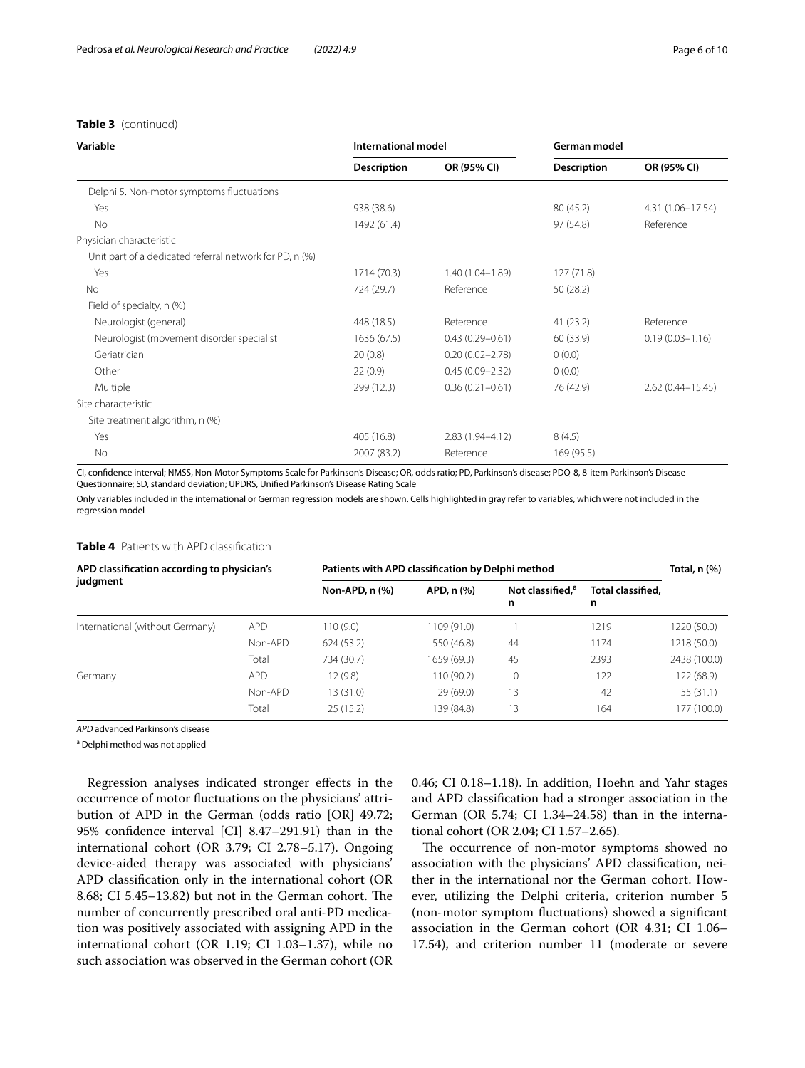**Table 3** (continued)

| Variable | International model | | German model | |
|---|---|---|---|---|
| | Description | OR (95% CI) | Description | OR (95% CI) |
| Delphi 5. Non-motor symptoms fluctuations | | | | |
| Yes | 938 (38.6) | | 80 (45.2) | 4.31 (1.06–17.54) |
| No | 1492 (61.4) | | 97 (54.8) | Reference |
| Physician characteristic | | | | |
| Unit part of a dedicated referral network for PD, n (%) | | | | |
| Yes | 1714 (70.3) | 1.40 (1.04–1.89) | 127 (71.8) | |
| No | 724 (29.7) | Reference | 50 (28.2) | |
| Field of specialty, n (%) | | | | |
| Neurologist (general) | 448 (18.5) | Reference | 41 (23.2) | Reference |
| Neurologist (movement disorder specialist | 1636 (67.5) | 0.43 (0.29–0.61) | 60 (33.9) | 0.19 (0.03–1.16) |
| Geriatrician | 20 (0.8) | 0.20 (0.02–2.78) | 0 (0.0) | |
| Other | 22 (0.9) | 0.45 (0.09–2.32) | 0 (0.0) | |
| Multiple | 299 (12.3) | 0.36 (0.21–0.61) | 76 (42.9) | 2.62 (0.44–15.45) |
| Site characteristic | | | | |
| Site treatment algorithm, n (%) | | | | |
| Yes | 405 (16.8) | 2.83 (1.94–4.12) | 8 (4.5) | |
| No | 2007 (83.2) | Reference | 169 (95.5) | |

CI, confidence interval; NMSS, Non-Motor Symptoms Scale for Parkinson's Disease; OR, odds ratio; PD, Parkinson's disease; PDQ-8, 8-item Parkinson's Disease Questionnaire; SD, standard deviation; UPDRS, Unified Parkinson's Disease Rating Scale

Only variables included in the international or German regression models are shown. Cells highlighted in gray refer to variables, which were not included in the regression model

**Table 4** Patients with APD classification

| APD classification according to physician's judgment | | Patients with APD classification by Delphi method | | | | Total, n (%) |
|---|---|---|---|---|---|---|
| | | Non-APD, n (%) | APD, n (%) | Not classified,[a] n | Total classified, n | |
| International (without Germany) | APD | 110 (9.0) | 1109 (91.0) | 1 | 1219 | 1220 (50.0) |
| | Non-APD | 624 (53.2) | 550 (46.8) | 44 | 1174 | 1218 (50.0) |
| | Total | 734 (30.7) | 1659 (69.3) | 45 | 2393 | 2438 (100.0) |
| Germany | APD | 12 (9.8) | 110 (90.2) | 0 | 122 | 122 (68.9) |
| | Non-APD | 13 (31.0) | 29 (69.0) | 13 | 42 | 55 (31.1) |
| | Total | 25 (15.2) | 139 (84.8) | 13 | 164 | 177 (100.0) |

*APD* advanced Parkinson's disease

[a] Delphi method was not applied

Regression analyses indicated stronger effects in the occurrence of motor fluctuations on the physicians' attribution of APD in the German (odds ratio [OR] 49.72; 95% confidence interval [CI] 8.47–291.91) than in the international cohort (OR 3.79; CI 2.78–5.17). Ongoing device-aided therapy was associated with physicians' APD classification only in the international cohort (OR 8.68; CI 5.45–13.82) but not in the German cohort. The number of concurrently prescribed oral anti-PD medication was positively associated with assigning APD in the international cohort (OR 1.19; CI 1.03–1.37), while no such association was observed in the German cohort (OR 0.46; CI 0.18–1.18). In addition, Hoehn and Yahr stages and APD classification had a stronger association in the German (OR 5.74; CI 1.34–24.58) than in the international cohort (OR 2.04; CI 1.57–2.65).

The occurrence of non-motor symptoms showed no association with the physicians' APD classification, neither in the international nor the German cohort. However, utilizing the Delphi criteria, criterion number 5 (non-motor symptom fluctuations) showed a significant association in the German cohort (OR 4.31; CI 1.06–17.54), and criterion number 11 (moderate or severe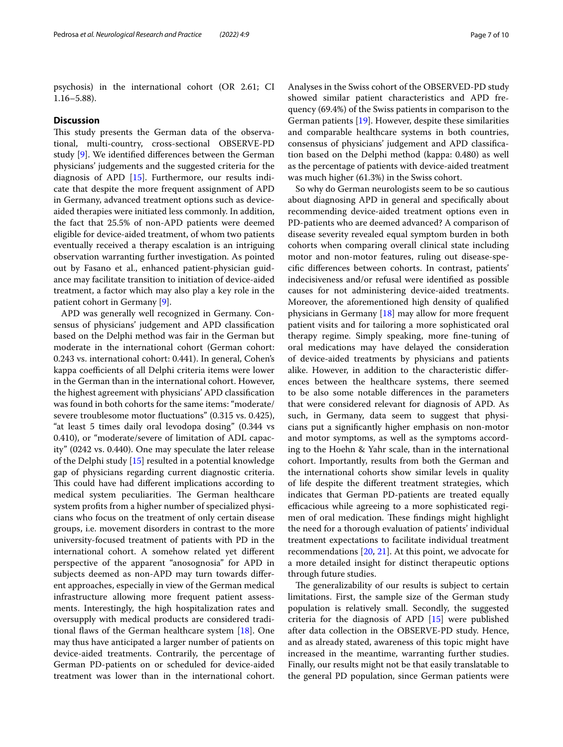psychosis) in the international cohort (OR 2.61; CI 1.16–5.88).

## Discussion

This study presents the German data of the observational, multi-country, cross-sectional OBSERVE-PD study [9]. We identified differences between the German physicians' judgements and the suggested criteria for the diagnosis of APD [15]. Furthermore, our results indicate that despite the more frequent assignment of APD in Germany, advanced treatment options such as device-aided therapies were initiated less commonly. In addition, the fact that 25.5% of non-APD patients were deemed eligible for device-aided treatment, of whom two patients eventually received a therapy escalation is an intriguing observation warranting further investigation. As pointed out by Fasano et al., enhanced patient-physician guidance may facilitate transition to initiation of device-aided treatment, a factor which may also play a key role in the patient cohort in Germany [9].

APD was generally well recognized in Germany. Consensus of physicians' judgement and APD classification based on the Delphi method was fair in the German but moderate in the international cohort (German cohort: 0.243 vs. international cohort: 0.441). In general, Cohen's kappa coefficients of all Delphi criteria items were lower in the German than in the international cohort. However, the highest agreement with physicians' APD classification was found in both cohorts for the same items: "moderate/severe troublesome motor fluctuations" (0.315 vs. 0.425), "at least 5 times daily oral levodopa dosing" (0.344 vs 0.410), or "moderate/severe of limitation of ADL capacity" (0242 vs. 0.440). One may speculate the later release of the Delphi study [15] resulted in a potential knowledge gap of physicians regarding current diagnostic criteria. This could have had different implications according to medical system peculiarities. The German healthcare system profits from a higher number of specialized physicians who focus on the treatment of only certain disease groups, i.e. movement disorders in contrast to the more university-focused treatment of patients with PD in the international cohort. A somehow related yet different perspective of the apparent "anosognosia" for APD in subjects deemed as non-APD may turn towards different approaches, especially in view of the German medical infrastructure allowing more frequent patient assessments. Interestingly, the high hospitalization rates and oversupply with medical products are considered traditional flaws of the German healthcare system [18]. One may thus have anticipated a larger number of patients on device-aided treatments. Contrarily, the percentage of German PD-patients on or scheduled for device-aided treatment was lower than in the international cohort. Analyses in the Swiss cohort of the OBSERVED-PD study showed similar patient characteristics and APD frequency (69.4%) of the Swiss patients in comparison to the German patients [19]. However, despite these similarities and comparable healthcare systems in both countries, consensus of physicians' judgement and APD classification based on the Delphi method (kappa: 0.480) as well as the percentage of patients with device-aided treatment was much higher (61.3%) in the Swiss cohort.

So why do German neurologists seem to be so cautious about diagnosing APD in general and specifically about recommending device-aided treatment options even in PD-patients who are deemed advanced? A comparison of disease severity revealed equal symptom burden in both cohorts when comparing overall clinical state including motor and non-motor features, ruling out disease-specific differences between cohorts. In contrast, patients' indecisiveness and/or refusal were identified as possible causes for not administering device-aided treatments. Moreover, the aforementioned high density of qualified physicians in Germany [18] may allow for more frequent patient visits and for tailoring a more sophisticated oral therapy regime. Simply speaking, more fine-tuning of oral medications may have delayed the consideration of device-aided treatments by physicians and patients alike. However, in addition to the characteristic differences between the healthcare systems, there seemed to be also some notable differences in the parameters that were considered relevant for diagnosis of APD. As such, in Germany, data seem to suggest that physicians put a significantly higher emphasis on non-motor and motor symptoms, as well as the symptoms according to the Hoehn & Yahr scale, than in the international cohort. Importantly, results from both the German and the international cohorts show similar levels in quality of life despite the different treatment strategies, which indicates that German PD-patients are treated equally efficacious while agreeing to a more sophisticated regimen of oral medication. These findings might highlight the need for a thorough evaluation of patients' individual treatment expectations to facilitate individual treatment recommendations [20, 21]. At this point, we advocate for a more detailed insight for distinct therapeutic options through future studies.

The generalizability of our results is subject to certain limitations. First, the sample size of the German study population is relatively small. Secondly, the suggested criteria for the diagnosis of APD [15] were published after data collection in the OBSERVE-PD study. Hence, and as already stated, awareness of this topic might have increased in the meantime, warranting further studies. Finally, our results might not be that easily translatable to the general PD population, since German patients were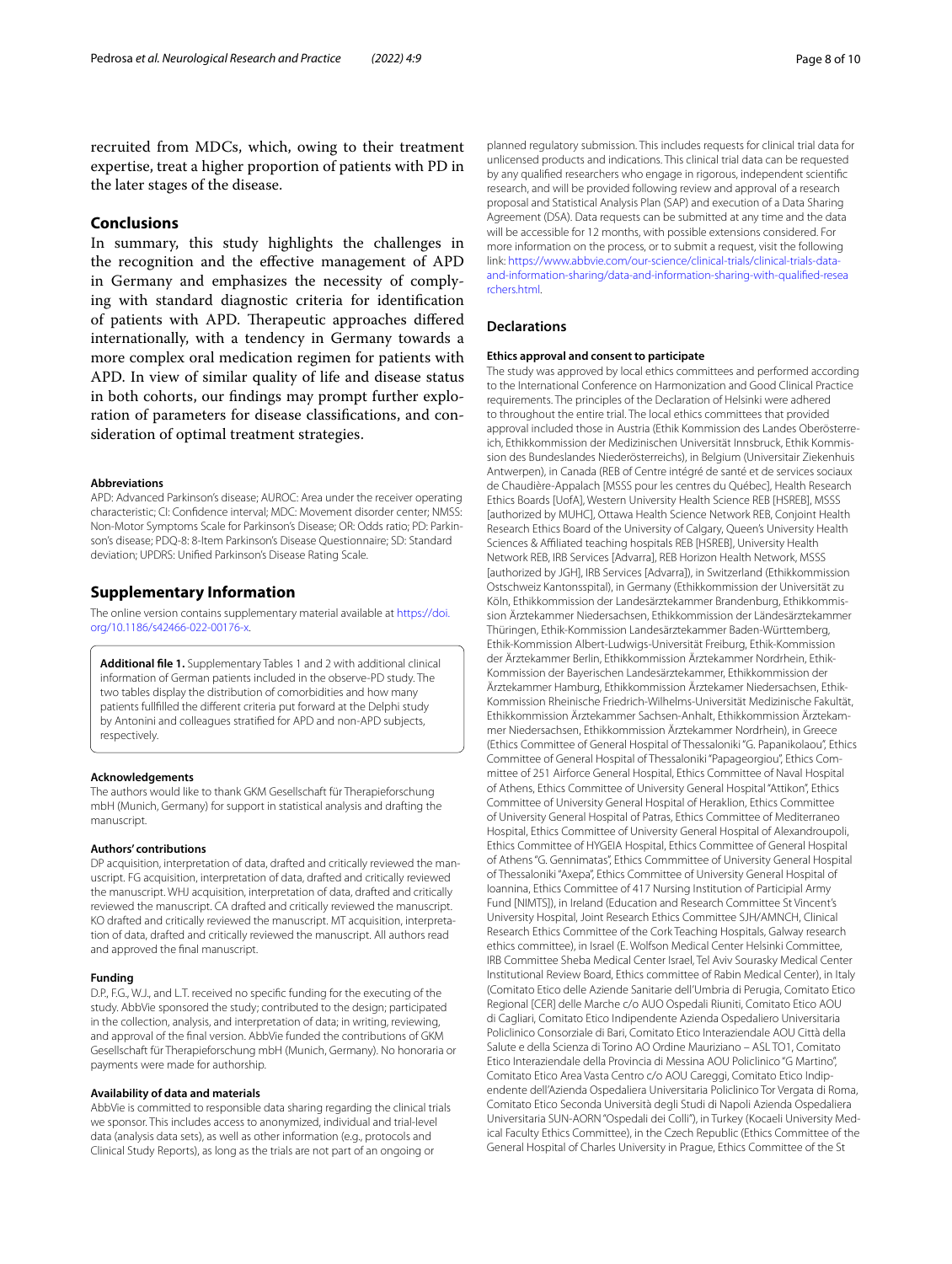recruited from MDCs, which, owing to their treatment expertise, treat a higher proportion of patients with PD in the later stages of the disease.

## Conclusions

In summary, this study highlights the challenges in the recognition and the effective management of APD in Germany and emphasizes the necessity of complying with standard diagnostic criteria for identification of patients with APD. Therapeutic approaches differed internationally, with a tendency in Germany towards a more complex oral medication regimen for patients with APD. In view of similar quality of life and disease status in both cohorts, our findings may prompt further exploration of parameters for disease classifications, and consideration of optimal treatment strategies.

#### Abbreviations

APD: Advanced Parkinson's disease; AUROC: Area under the receiver operating characteristic; CI: Confidence interval; MDC: Movement disorder center; NMSS: Non-Motor Symptoms Scale for Parkinson's Disease; OR: Odds ratio; PD: Parkinson's disease; PDQ-8: 8-Item Parkinson's Disease Questionnaire; SD: Standard deviation; UPDRS: Unified Parkinson's Disease Rating Scale.

## Supplementary Information

The online version contains supplementary material available at https://doi.org/10.1186/s42466-022-00176-x.

**Additional file 1.** Supplementary Tables 1 and 2 with additional clinical information of German patients included in the observe-PD study. The two tables display the distribution of comorbidities and how many patients fullfilled the different criteria put forward at the Delphi study by Antonini and colleagues stratified for APD and non-APD subjects, respectively.

#### Acknowledgements

The authors would like to thank GKM Gesellschaft für Therapieforschung mbH (Munich, Germany) for support in statistical analysis and drafting the manuscript.

#### Authors' contributions

DP acquisition, interpretation of data, drafted and critically reviewed the manuscript. FG acquisition, interpretation of data, drafted and critically reviewed the manuscript. WHJ acquisition, interpretation of data, drafted and critically reviewed the manuscript. CA drafted and critically reviewed the manuscript. KO drafted and critically reviewed the manuscript. MT acquisition, interpretation of data, drafted and critically reviewed the manuscript. All authors read and approved the final manuscript.

#### Funding

D.P., F.G., W.J., and L.T. received no specific funding for the executing of the study. AbbVie sponsored the study; contributed to the design; participated in the collection, analysis, and interpretation of data; in writing, reviewing, and approval of the final version. AbbVie funded the contributions of GKM Gesellschaft für Therapieforschung mbH (Munich, Germany). No honoraria or payments were made for authorship.

#### Availability of data and materials

AbbVie is committed to responsible data sharing regarding the clinical trials we sponsor. This includes access to anonymized, individual and trial-level data (analysis data sets), as well as other information (e.g., protocols and Clinical Study Reports), as long as the trials are not part of an ongoing or planned regulatory submission. This includes requests for clinical trial data for unlicensed products and indications. This clinical trial data can be requested by any qualified researchers who engage in rigorous, independent scientific research, and will be provided following review and approval of a research proposal and Statistical Analysis Plan (SAP) and execution of a Data Sharing Agreement (DSA). Data requests can be submitted at any time and the data will be accessible for 12 months, with possible extensions considered. For more information on the process, or to submit a request, visit the following link: https://www.abbvie.com/our-science/clinical-trials/clinical-trials-data-and-information-sharing/data-and-information-sharing-with-qualified-researchers.html.

## Declarations

#### Ethics approval and consent to participate

The study was approved by local ethics committees and performed according to the International Conference on Harmonization and Good Clinical Practice requirements. The principles of the Declaration of Helsinki were adhered to throughout the entire trial. The local ethics committees that provided approval included those in Austria (Ethik Kommission des Landes Oberösterreich, Ethikkommission der Medizinischen Universität Innsbruck, Ethik Kommission des Bundeslandes Niederösterreichs), in Belgium (Universitair Ziekenhuis Antwerpen), in Canada (REB of Centre intégré de santé et de services sociaux de Chaudière-Appalach [MSSS pour les centres du Québec], Health Research Ethics Boards [UofA], Western University Health Science REB [HSREB], MSSS [authorized by MUHC], Ottawa Health Science Network REB, Conjoint Health Research Ethics Board of the University of Calgary, Queen's University Health Sciences & Affiliated teaching hospitals REB [HSREB], University Health Network REB, IRB Services [Advarra], REB Horizon Health Network, MSSS [authorized by JGH], IRB Services [Advarra]), in Switzerland (Ethikkommission Ostschweiz Kantonsspital), in Germany (Ethikkommission der Universität zu Köln, Ethikkommission der Landesärztekammer Brandenburg, Ethikkommission Ärztekammer Niedersachsen, Ethikkommission der Ländesärztekammer Thüringen, Ethik-Kommission Landesärztekammer Baden-Württemberg, Ethik-Kommission Albert-Ludwigs-Universität Freiburg, Ethik-Kommission der Ärztekammer Berlin, Ethikkommission Ärztekammer Nordrhein, Ethik-Kommission der Bayerischen Landesärztekammer, Ethikkommission der Ärztekammer Hamburg, Ethikkommission Ärztekamer Niedersachsen, Ethik-Kommission Rheinische Friedrich-Wilhelms-Universität Medizinische Fakultät, Ethikkommission Ärztekammer Sachsen-Anhalt, Ethikkommission Ärztekammer Niedersachsen, Ethikkommission Ärztekammer Nordrhein), in Greece (Ethics Committee of General Hospital of Thessaloniki "G. Papanikolaou", Ethics Committee of General Hospital of Thessaloniki "Papageorgiou", Ethics Committee of 251 Airforce General Hospital, Ethics Committee of Naval Hospital of Athens, Ethics Committee of University General Hospital "Attikon", Ethics Committee of University General Hospital of Heraklion, Ethics Committee of University General Hospital of Patras, Ethics Committee of Mediterraneo Hospital, Ethics Committee of University General Hospital of Alexandroupoli, Ethics Committee of HYGEIA Hospital, Ethics Committee of General Hospital of Athens "G. Gennimatas", Ethics Commmittee of University General Hospital of Thessaloniki "Axepa", Ethics Committee of University General Hospital of Ioannina, Ethics Committee of 417 Nursing Institution of Participial Army Fund [NIMTS]), in Ireland (Education and Research Committee St Vincent's University Hospital, Joint Research Ethics Committee SJH/AMNCH, Clinical Research Ethics Committee of the Cork Teaching Hospitals, Galway research ethics committee), in Israel (E. Wolfson Medical Center Helsinki Committee, IRB Committee Sheba Medical Center Israel, Tel Aviv Sourasky Medical Center Institutional Review Board, Ethics committee of Rabin Medical Center), in Italy (Comitato Etico delle Aziende Sanitarie dell'Umbria di Perugia, Comitato Etico Regional [CER] delle Marche c/o AUO Ospedali Riuniti, Comitato Etico AOU di Cagliari, Comitato Etico Indipendente Azienda Ospedaliero Universitaria Policlinico Consorziale di Bari, Comitato Etico Interaziendale AOU Città della Salute e della Scienza di Torino AO Ordine Mauriziano – ASL TO1, Comitato Etico Interaziendale della Provincia di Messina AOU Policlinico "G Martino", Comitato Etico Area Vasta Centro c/o AOU Careggi, Comitato Etico Indipendente dell'Azienda Ospedaliera Universitaria Policlinico Tor Vergata di Roma, Comitato Etico Seconda Università degli Studi di Napoli Azienda Ospedaliera Universitaria SUN-AORN "Ospedali dei Colli"), in Turkey (Kocaeli University Medical Faculty Ethics Committee), in the Czech Republic (Ethics Committee of the General Hospital of Charles University in Prague, Ethics Committee of the St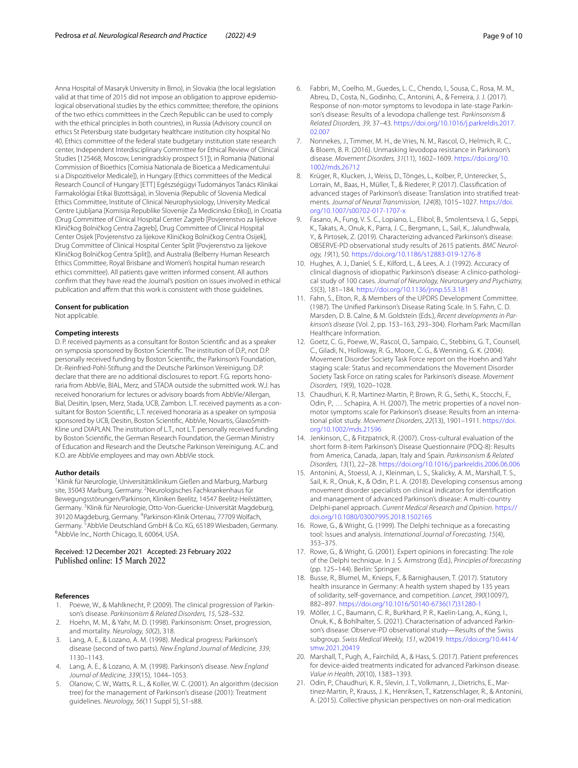Anna Hospital of Masaryk University in Brno), in Slovakia (the local legislation valid at that time of 2015 did not impose an obligation to approve epidemiological observational studies by the ethics committee; therefore, the opinions of the two ethics committees in the Czech Republic can be used to comply with the ethical principles in both countries), in Russia (Advisory council on ethics St Petersburg state budgetary healthcare institution city hospital No 40, Ethics committee of the federal state budgetary institution state research center, Independent Interdisciplinary Committee for Ethical Review of Clinical Studies [125468, Moscow, Leningradskiy prospect 51]), in Romania (National Commission of Bioethics [Comisia Nationala de Bioetica a Medicamentului si a Dispozitivelor Medicale]), in Hungary (Ethics committees of the Medical Research Council of Hungary [ETT] Egészségügyi Tudományos Tanács Klinikai Farmakológiai Etikai Bizottsága), in Slovenia (Republic of Slovenia Medical Ethics Committee, Institute of Clinical Neurophysiology, University Medical Centre Ljubljana [Komisija Republike Slovenije Za Medicinsko Etiko]), in Croatia (Drug Committee of Clinical Hospital Center Zagreb [Povjerenstvo za lijekove Kliničkog Bolničkog Centra Zagreb], Drug Committee of Clinical Hospital Center Osijek [Povjerenstvo za lijekove Kliničkog Bolničkog Centra Osijek], Drug Committee of Clinical Hospital Center Split [Povjerenstvo za lijekove Kliničkog Bolničkog Centra Split]), and Australia (Belberry Human Research Ethics Committee, Royal Brisbane and Women's hospital human research ethics committee). All patients gave written informed consent. All authors confirm that they have read the Journal's position on issues involved in ethical publication and affirm that this work is consistent with those guidelines.

#### Consent for publication
Not applicable.

#### Competing interests
D. P. received payments as a consultant for Boston Scientific and as a speaker on symposia sponsored by Boston Scientific. The institution of D.P., not D.P. personally received funding by Boston Scientific, the Parkinson's Foundation, Dr.-Reinfried-Pohl-Stiftung and the Deutsche Parkinson Vereinigung. D.P. declare that there are no additional disclosures to report. F.G. reports honoraria from AbbVie, BIAL, Merz, and STADA outside the submitted work. W.J. has received honorarium for lectures or advisory boards from AbbVie/Allergan, Bial, Desitin, Ipsen, Merz, Stada, UCB, Zambon. L.T. received payments as a consultant for Boston Scientific, L.T. received honoraria as a speaker on symposia sponsored by UCB, Desitin, Boston Scientific, AbbVie, Novartis, GlaxoSmith-Kline und DIAPLAN. The institution of L.T., not L.T. personally received funding by Boston Scientific, the German Research Foundation, the German Ministry of Education and Research and the Deutsche Parkinson Vereinigung. A.C. and K.O. are AbbVie employees and may own AbbVie stock.

#### Author details
[1]Klinik für Neurologie, Universitätsklinikum Gießen and Marburg, Marburg site, 35043 Marburg, Germany. [2]Neurologisches Fachkrankenhaus für Bewegungsstörungen/Parkinson, Kliniken Beelitz, 14547 Beelitz-Heilstätten, Germany. [3]Klinik für Neurologie, Otto-Von-Guericke-Universität Magdeburg, 39120 Magdeburg, Germany. [4]Parkinson-Klinik Ortenau, 77709 Wolfach, Germany. [5]AbbVie Deutschland GmbH & Co. KG, 65189 Wiesbaden, Germany. [6]AbbVie Inc., North Chicago, IL 60064, USA.

Received: 12 December 2021 Accepted: 23 February 2022
Published online: 15 March 2022

#### References
1. Poewe, W., & Mahlknecht, P. (2009). The clinical progression of Parkinson's disease. *Parkinsonism & Related Disorders, 15*, S28–S32.
2. Hoehn, M. M., & Yahr, M. D. (1998). Parkinsonism: Onset, progression, and mortality. *Neurology, 50*(2), 318.
3. Lang, A. E., & Lozano, A. M. (1998). Medical progress: Parkinson's disease (second of two parts). *New England Journal of Medicine, 339*, 1130–1143.
4. Lang, A. E., & Lozano, A. M. (1998). Parkinson's disease. *New England Journal of Medicine, 339*(15), 1044–1053.
5. Olanow, C. W., Watts, R. L., & Koller, W. C. (2001). An algorithm (decision tree) for the management of Parkinson's disease (2001): Treatment guidelines. *Neurology, 56*(11 Suppl 5), S1-s88.
6. Fabbri, M., Coelho, M., Guedes, L. C., Chendo, I., Sousa, C., Rosa, M. M., Abreu, D., Costa, N., Godinho, C., Antonini, A., & Ferreira, J. J. (2017). Response of non-motor symptoms to levodopa in late-stage Parkinson's disease: Results of a levodopa challenge test. *Parkinsonism & Related Disorders, 39*, 37–43. https://doi.org/10.1016/j.parkreldis.2017.02.007
7. Nonnekes, J., Timmer, M. H., de Vries, N. M., Rascol, O., Helmich, R. C., & Bloem, B. R. (2016). Unmasking levodopa resistance in Parkinson's disease. *Movement Disorders, 31*(11), 1602–1609. https://doi.org/10.1002/mds.26712
8. Krüger, R., Klucken, J., Weiss, D., Tönges, L., Kolber, P., Unterecker, S., Lorrain, M., Baas, H., Müller, T., & Riederer, P. (2017). Classification of advanced stages of Parkinson's disease: Translation into stratified treatments. *Journal of Neural Transmission, 124*(8), 1015–1027. https://doi.org/10.1007/s00702-017-1707-x
9. Fasano, A., Fung, V. S. C., Lopiano, L., Elibol, B., Smolentseva, I. G., Seppi, K., Takats, A., Onuk, K., Parra, J. C., Bergmann, L., Sail, K., Jalundhwala, Y., & Pirtosek, Z. (2019). Characterizing advanced Parkinson's disease: OBSERVE-PD observational study results of 2615 patients. *BMC Neurology, 19*(1), 50. https://doi.org/10.1186/s12883-019-1276-8
10. Hughes, A. J., Daniel, S. E., Kilford, L., & Lees, A. J. (1992). Accuracy of clinical diagnosis of idiopathic Parkinson's disease: A clinico-pathological study of 100 cases. *Journal of Neurology, Neurosurgery and Psychiatry, 55*(3), 181–184. https://doi.org/10.1136/jnnp.55.3.181
11. Fahn, S., Elton, R., & Members of the UPDRS Development Committee. (1987). The Unified Parkinson's Disease Rating Scale. In S. Fahn, C. D. Marsden, D. B. Calne, & M. Goldstein (Eds.), *Recent developments in Parkinson's disease* (Vol. 2, pp. 153–163, 293–304). Florham Park: Macmillan Healthcare Information.
12. Goetz, C. G., Poewe, W., Rascol, O., Sampaio, C., Stebbins, G. T., Counsell, C., Giladi, N., Holloway, R. G., Moore, C. G., & Wenning, G. K. (2004). Movement Disorder Society Task Force report on the Hoehn and Yahr staging scale: Status and recommendations the Movement Disorder Society Task Force on rating scales for Parkinson's disease. *Movement Disorders, 19*(9), 1020–1028.
13. Chaudhuri, K. R, Martinez-Martin, P, Brown, R. G., Sethi, K., Stocchi, F., Odin, P., … Schapira, A. H. (2007). The metric properties of a novel non-motor symptoms scale for Parkinson's disease: Results from an international pilot study. *Movement Disorders*, *22*(13), 1901–1911. https://doi.org/10.1002/mds.21596
14. Jenkinson, C., & Fitzpatrick, R. (2007). Cross-cultural evaluation of the short form 8-item Parkinson's Disease Questionnaire (PDQ-8): Results from America, Canada, Japan, Italy and Spain. *Parkinsonism & Related Disorders, 13*(1), 22–28. https://doi.org/10.1016/j.parkreldis.2006.06.006
15. Antonini, A., Stoessl, A. J., Kleinman, L. S., Skalicky, A. M., Marshall, T. S., Sail, K. R., Onuk, K., & Odin, P. L. A. (2018). Developing consensus among movement disorder specialists on clinical indicators for identification and management of advanced Parkinson's disease: A multi-country Delphi-panel approach. *Current Medical Research and Opinion*. https://doi.org/10.1080/03007995.2018.1502165
16. Rowe, G., & Wright, G. (1999). The Delphi technique as a forecasting tool: Issues and analysis. *International Journal of Forecasting, 15*(4), 353–375.
17. Rowe, G., & Wright, G. (2001). Expert opinions in forecasting: The role of the Delphi technique. In J. S. Armstrong (Ed.), *Principles of forecasting* (pp. 125–144). Berlin: Springer.
18. Busse, R., Blumel, M., Knieps, F., & Barnighausen, T. (2017). Statutory health insurance in Germany: A health system shaped by 135 years of solidarity, self-governance, and competition. *Lancet, 390*(10097), 882–897. https://doi.org/10.1016/S0140-6736(17)31280-1
19. Möller, J. C., Baumann, C. R., Burkhard, P. R., Kaelin-Lang, A., Küng, I., Onuk, K., & Bohlhalter, S. (2021). Characterisation of advanced Parkinson's disease: Observe-PD observational study—Results of the Swiss subgroup. *Swiss Medical Weekly, 151*, w20419. https://doi.org/10.4414/smw.2021.20419
20. Marshall, T., Pugh, A., Fairchild, A., & Hass, S. (2017). Patient preferences for device-aided treatments indicated for advanced Parkinson disease. *Value in Health, 20*(10), 1383–1393.
21. Odin, P., Chaudhuri, K. R., Slevin, J. T., Volkmann, J., Dietrichs, E., Martinez-Martin, P., Krauss, J. K., Henriksen, T., Katzenschlager, R., & Antonini, A. (2015). Collective physician perspectives on non-oral medication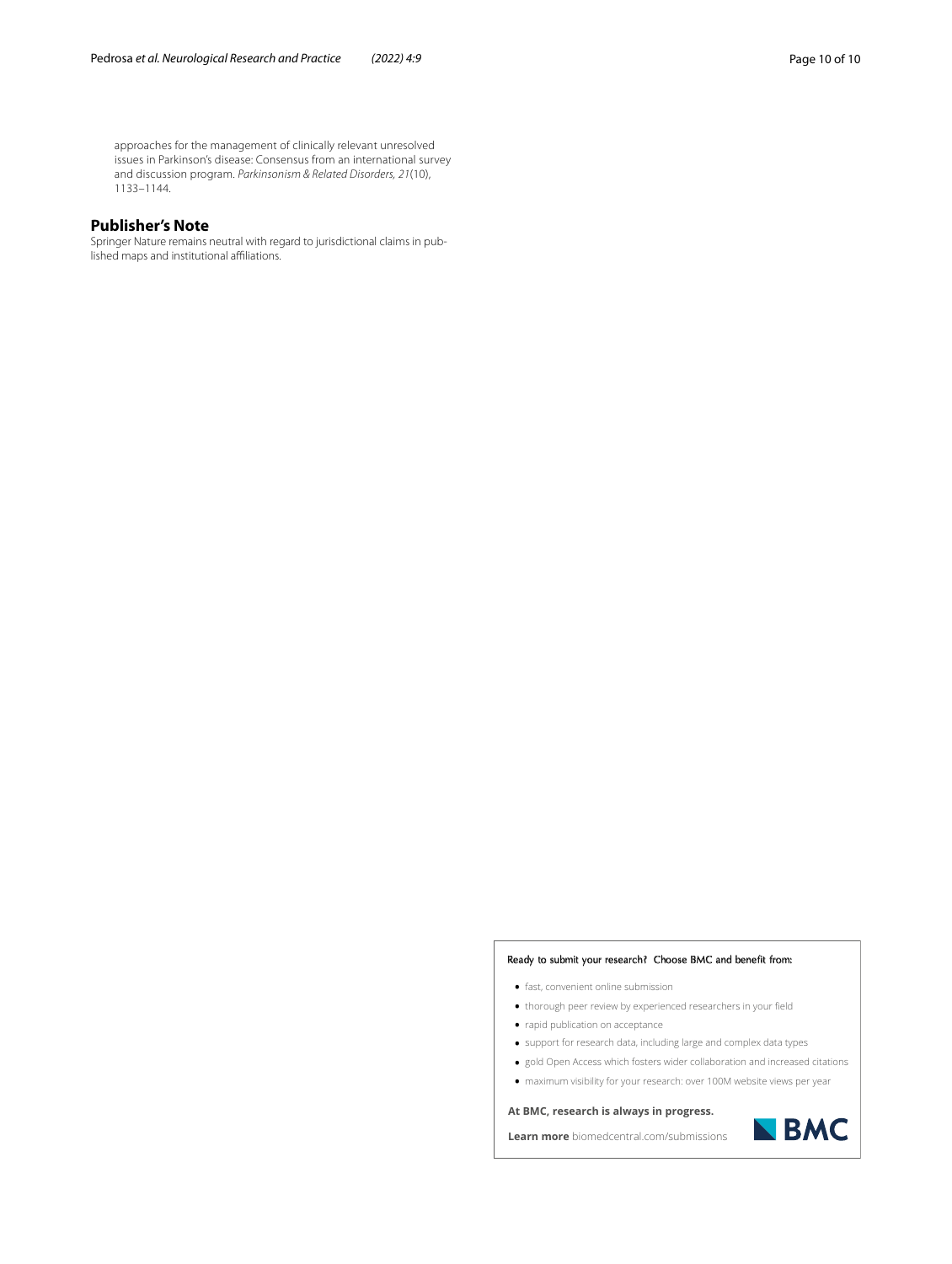approaches for the management of clinically relevant unresolved issues in Parkinson's disease: Consensus from an international survey and discussion program. *Parkinsonism & Related Disorders, 21*(10), 1133–1144.

## Publisher's Note

Springer Nature remains neutral with regard to jurisdictional claims in published maps and institutional affiliations.

Ready to submit your research? Choose BMC and benefit from:

- fast, convenient online submission
- thorough peer review by experienced researchers in your field
- rapid publication on acceptance
- support for research data, including large and complex data types
- gold Open Access which fosters wider collaboration and increased citations
- maximum visibility for your research: over 100M website views per year

**At BMC, research is always in progress.**

**Learn more** biomedcentral.com/submissions

BMC